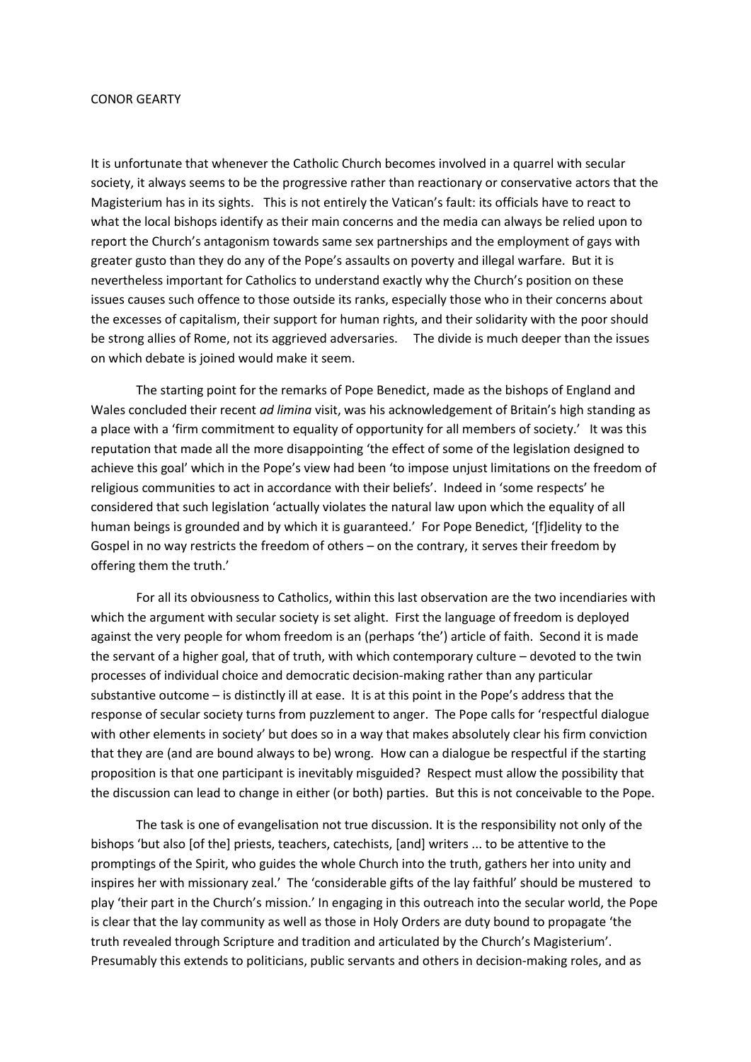CONOR GEARTY

It is unfortunate that whenever the Catholic Church becomes involved in a quarrel with secular society, it always seems to be the progressive rather than reactionary or conservative actors that the Magisterium has in its sights. This is not entirely the Vatican's fault: its officials have to react to what the local bishops identify as their main concerns and the media can always be relied upon to report the Church's antagonism towards same sex partnerships and the employment of gays with greater gusto than they do any of the Pope's assaults on poverty and illegal warfare. But it is nevertheless important for Catholics to understand exactly why the Church's position on these issues causes such offence to those outside its ranks, especially those who in their concerns about the excesses of capitalism, their support for human rights, and their solidarity with the poor should be strong allies of Rome, not its aggrieved adversaries. The divide is much deeper than the issues on which debate is joined would make it seem.

The starting point for the remarks of Pope Benedict, made as the bishops of England and Wales concluded their recent *ad limina* visit, was his acknowledgement of Britain's high standing as a place with a 'firm commitment to equality of opportunity for all members of society.' It was this reputation that made all the more disappointing 'the effect of some of the legislation designed to achieve this goal' which in the Pope's view had been 'to impose unjust limitations on the freedom of religious communities to act in accordance with their beliefs'. Indeed in 'some respects' he considered that such legislation 'actually violates the natural law upon which the equality of all human beings is grounded and by which it is guaranteed.' For Pope Benedict, '[f]idelity to the Gospel in no way restricts the freedom of others – on the contrary, it serves their freedom by offering them the truth.'

For all its obviousness to Catholics, within this last observation are the two incendiaries with which the argument with secular society is set alight. First the language of freedom is deployed against the very people for whom freedom is an (perhaps 'the') article of faith. Second it is made the servant of a higher goal, that of truth, with which contemporary culture – devoted to the twin processes of individual choice and democratic decision-making rather than any particular substantive outcome – is distinctly ill at ease. It is at this point in the Pope's address that the response of secular society turns from puzzlement to anger. The Pope calls for 'respectful dialogue with other elements in society' but does so in a way that makes absolutely clear his firm conviction that they are (and are bound always to be) wrong. How can a dialogue be respectful if the starting proposition is that one participant is inevitably misguided? Respect must allow the possibility that the discussion can lead to change in either (or both) parties. But this is not conceivable to the Pope.

The task is one of evangelisation not true discussion. It is the responsibility not only of the bishops 'but also [of the] priests, teachers, catechists, [and] writers ... to be attentive to the promptings of the Spirit, who guides the whole Church into the truth, gathers her into unity and inspires her with missionary zeal.' The 'considerable gifts of the lay faithful' should be mustered to play 'their part in the Church's mission.' In engaging in this outreach into the secular world, the Pope is clear that the lay community as well as those in Holy Orders are duty bound to propagate 'the truth revealed through Scripture and tradition and articulated by the Church's Magisterium'. Presumably this extends to politicians, public servants and others in decision-making roles, and as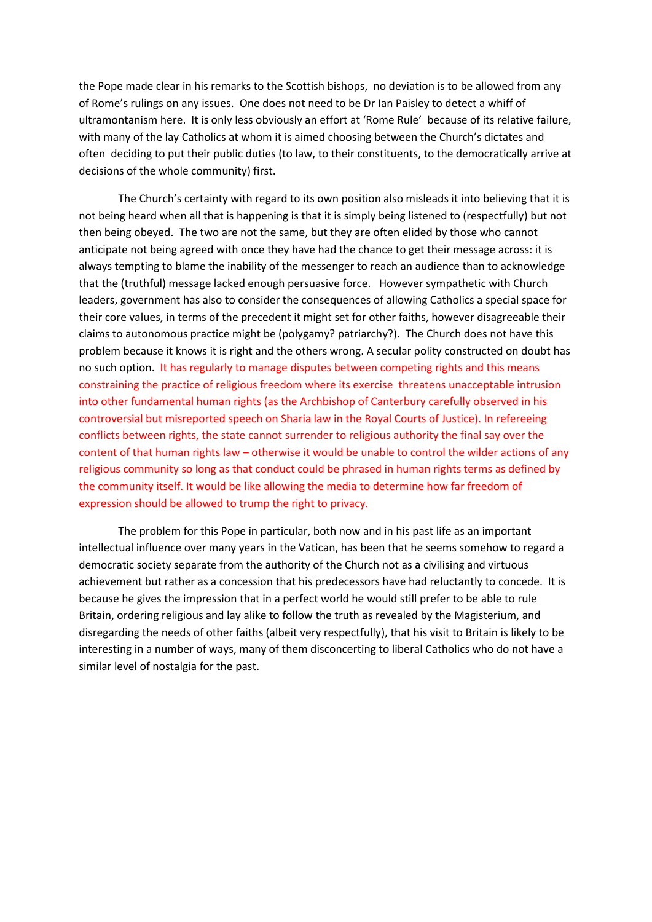the Pope made clear in his remarks to the Scottish bishops,  no deviation is to be allowed from any of Rome's rulings on any issues.  One does not need to be Dr Ian Paisley to detect a whiff of ultramontanism here.  It is only less obviously an effort at 'Rome Rule'  because of its relative failure, with many of the lay Catholics at whom it is aimed choosing between the Church's dictates and often  deciding to put their public duties (to law, to their constituents, to the democratically arrive at decisions of the whole community) first.

The Church's certainty with regard to its own position also misleads it into believing that it is not being heard when all that is happening is that it is simply being listened to (respectfully) but not then being obeyed.  The two are not the same, but they are often elided by those who cannot anticipate not being agreed with once they have had the chance to get their message across: it is always tempting to blame the inability of the messenger to reach an audience than to acknowledge that the (truthful) message lacked enough persuasive force.   However sympathetic with Church leaders, government has also to consider the consequences of allowing Catholics a special space for their core values, in terms of the precedent it might set for other faiths, however disagreeable their claims to autonomous practice might be (polygamy? patriarchy?).  The Church does not have this problem because it knows it is right and the others wrong. A secular polity constructed on doubt has no such option.  It has regularly to manage disputes between competing rights and this means constraining the practice of religious freedom where its exercise  threatens unacceptable intrusion into other fundamental human rights (as the Archbishop of Canterbury carefully observed in his controversial but misreported speech on Sharia law in the Royal Courts of Justice). In refereeing conflicts between rights, the state cannot surrender to religious authority the final say over the content of that human rights law – otherwise it would be unable to control the wilder actions of any religious community so long as that conduct could be phrased in human rights terms as defined by the community itself. It would be like allowing the media to determine how far freedom of expression should be allowed to trump the right to privacy.

The problem for this Pope in particular, both now and in his past life as an important intellectual influence over many years in the Vatican, has been that he seems somehow to regard a democratic society separate from the authority of the Church not as a civilising and virtuous achievement but rather as a concession that his predecessors have had reluctantly to concede.  It is because he gives the impression that in a perfect world he would still prefer to be able to rule Britain, ordering religious and lay alike to follow the truth as revealed by the Magisterium, and disregarding the needs of other faiths (albeit very respectfully), that his visit to Britain is likely to be interesting in a number of ways, many of them disconcerting to liberal Catholics who do not have a similar level of nostalgia for the past.